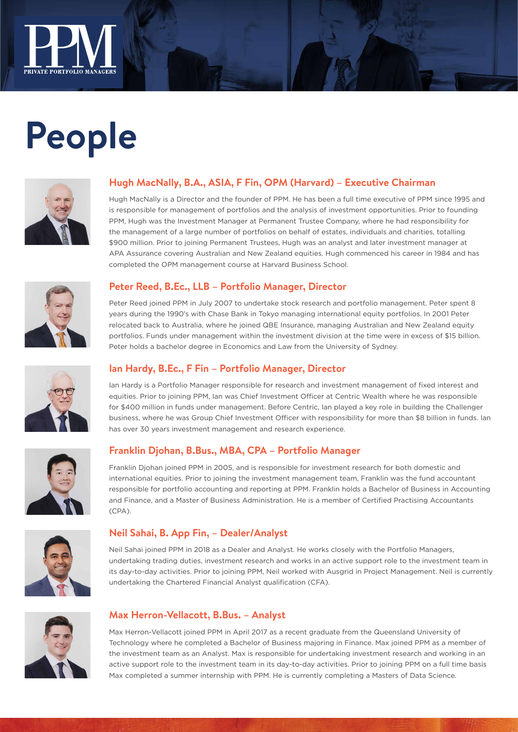# People

## Hugh MacNally, B.A., ASIA, F Fin, OPM (Harvard) – Executive Chairman

Hugh MacNally is a Director and the founder of PPM. He has been a full time executive of PPM since 1995 and is responsible for management of portfolios and the analysis of investment opportunities. Prior to founding PPM, Hugh was the Investment Manager at Permanent Trustee Company, where he had responsibility for the management of a large number of portfolios on behalf of estates, individuals and charities, totalling $900 million. Prior to joining Permanent Trustees, Hugh was an analyst and later investment manager at APA Assurance covering Australian and New Zealand equities. Hugh commenced his career in 1984 and has completed the OPM management course at Harvard Business School.

## Peter Reed, B.Ec., LLB – Portfolio Manager, Director

Peter Reed joined PPM in July 2007 to undertake stock research and portfolio management. Peter spent 8 years during the 1990's with Chase Bank in Tokyo managing international equity portfolios. In 2001 Peter relocated back to Australia, where he joined QBE Insurance, managing Australian and New Zealand equity portfolios. Funds under management within the investment division at the time were in excess of $15 billion. Peter holds a bachelor degree in Economics and Law from the University of Sydney.

## Ian Hardy, B.Ec., F Fin – Portfolio Manager, Director

Ian Hardy is a Portfolio Manager responsible for research and investment management of fixed interest and equities. Prior to joining PPM, Ian was Chief Investment Officer at Centric Wealth where he was responsible for $400 million in funds under management. Before Centric, Ian played a key role in building the Challenger business, where he was Group Chief Investment Officer with responsibility for more than $8 billion in funds. Ian has over 30 years investment management and research experience.

## Franklin Djohan, B.Bus., MBA, CPA – Portfolio Manager

Franklin Djohan joined PPM in 2005, and is responsible for investment research for both domestic and international equities. Prior to joining the investment management team, Franklin was the fund accountant responsible for portfolio accounting and reporting at PPM. Franklin holds a Bachelor of Business in Accounting and Finance, and a Master of Business Administration. He is a member of Certified Practising Accountants (CPA).

## Neil Sahai, B. App Fin, – Dealer/Analyst

Neil Sahai joined PPM in 2018 as a Dealer and Analyst. He works closely with the Portfolio Managers, undertaking trading duties, investment research and works in an active support role to the investment team in its day-to-day activities. Prior to joining PPM, Neil worked with Ausgrid in Project Management. Neil is currently undertaking the Chartered Financial Analyst qualification (CFA).

## Max Herron-Vellacott, B.Bus. – Analyst

Max Herron-Vellacott joined PPM in April 2017 as a recent graduate from the Queensland University of Technology where he completed a Bachelor of Business majoring in Finance. Max joined PPM as a member of the investment team as an Analyst. Max is responsible for undertaking investment research and working in an active support role to the investment team in its day-to-day activities. Prior to joining PPM on a full time basis Max completed a summer internship with PPM. He is currently completing a Masters of Data Science.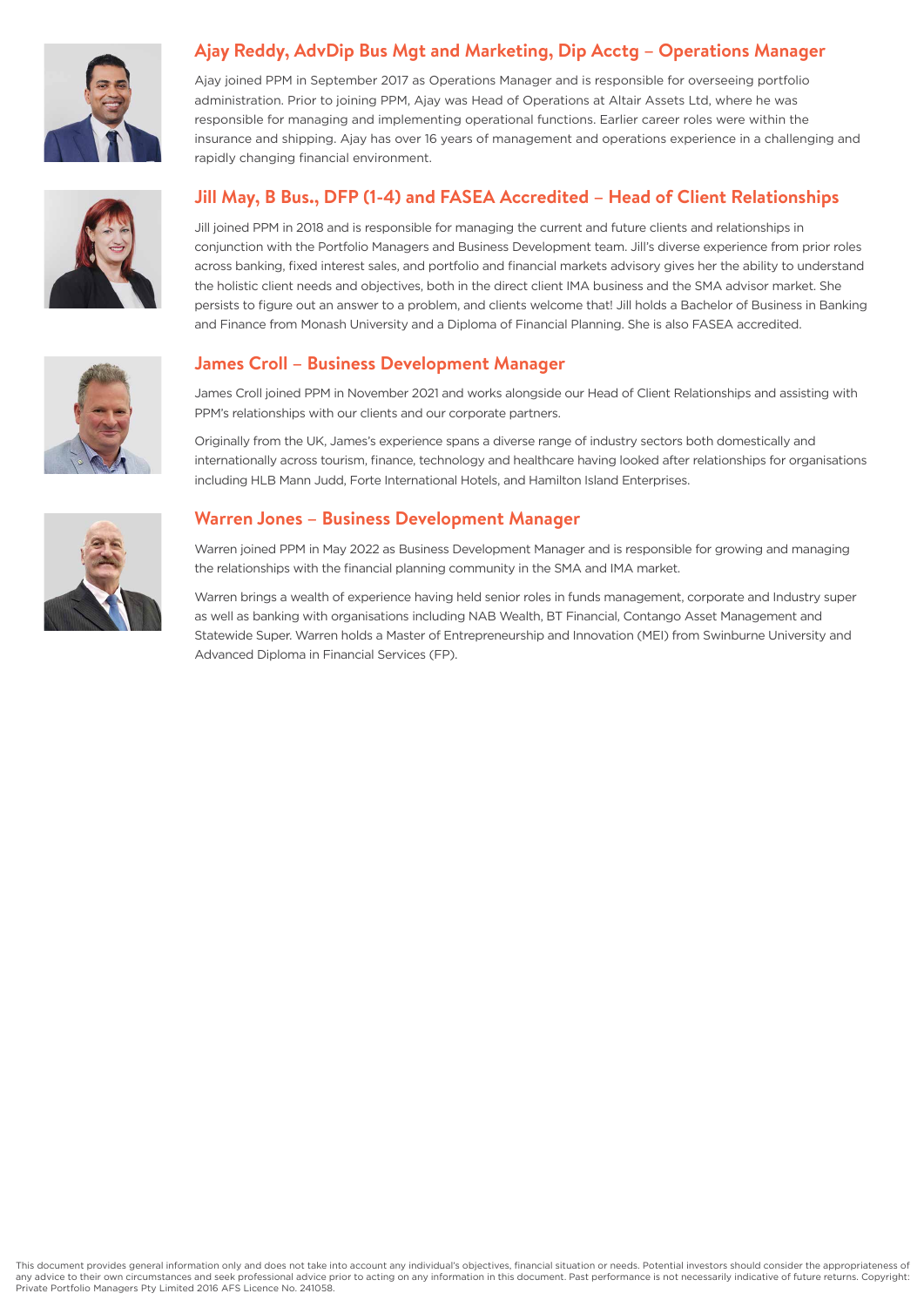## Ajay Reddy, AdvDip Bus Mgt and Marketing, Dip Acctg – Operations Manager

Ajay joined PPM in September 2017 as Operations Manager and is responsible for overseeing portfolio administration. Prior to joining PPM, Ajay was Head of Operations at Altair Assets Ltd, where he was responsible for managing and implementing operational functions. Earlier career roles were within the insurance and shipping. Ajay has over 16 years of management and operations experience in a challenging and rapidly changing financial environment.

## Jill May, B Bus., DFP (1-4) and FASEA Accredited – Head of Client Relationships

Jill joined PPM in 2018 and is responsible for managing the current and future clients and relationships in conjunction with the Portfolio Managers and Business Development team. Jill's diverse experience from prior roles across banking, fixed interest sales, and portfolio and financial markets advisory gives her the ability to understand the holistic client needs and objectives, both in the direct client IMA business and the SMA advisor market. She persists to figure out an answer to a problem, and clients welcome that! Jill holds a Bachelor of Business in Banking and Finance from Monash University and a Diploma of Financial Planning. She is also FASEA accredited.

## James Croll – Business Development Manager

James Croll joined PPM in November 2021 and works alongside our Head of Client Relationships and assisting with PPM's relationships with our clients and our corporate partners.

Originally from the UK, James's experience spans a diverse range of industry sectors both domestically and internationally across tourism, finance, technology and healthcare having looked after relationships for organisations including HLB Mann Judd, Forte International Hotels, and Hamilton Island Enterprises.

## Warren Jones – Business Development Manager

Warren joined PPM in May 2022 as Business Development Manager and is responsible for growing and managing the relationships with the financial planning community in the SMA and IMA market.

Warren brings a wealth of experience having held senior roles in funds management, corporate and Industry super as well as banking with organisations including NAB Wealth, BT Financial, Contango Asset Management and Statewide Super. Warren holds a Master of Entrepreneurship and Innovation (MEI) from Swinburne University and Advanced Diploma in Financial Services (FP).

This document provides general information only and does not take into account any individual's objectives, financial situation or needs. Potential investors should consider the appropriateness of any advice to their own circumstances and seek professional advice prior to acting on any information in this document. Past performance is not necessarily indicative of future returns. Copyright: Private Portfolio Managers Pty Limited 2016 AFS Licence No. 241058.